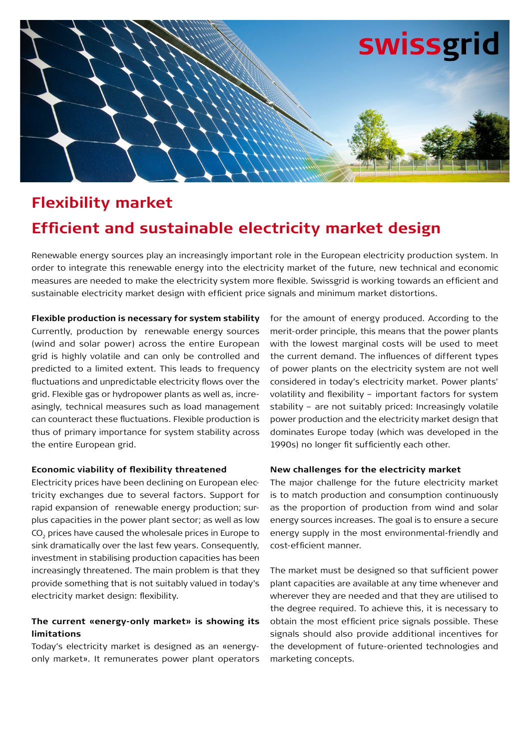# Flexibility market

## Efficient and sustainable electricity market design

Renewable energy sources play an increasingly important role in the European electricity production system. In order to integrate this renewable energy into the electricity market of the future, new technical and economic measures are needed to make the electricity system more flexible. Swissgrid is working towards an efficient and sustainable electricity market design with efficient price signals and minimum market distortions.

**Flexible production is necessary for system stability**

Currently, production by renewable energy sources (wind and solar power) across the entire European grid is highly volatile and can only be controlled and predicted to a limited extent. This leads to frequency fluctuations and unpredictable electricity flows over the grid. Flexible gas or hydropower plants as well as, increasingly, technical measures such as load management can counteract these fluctuations. Flexible production is thus of primary importance for system stability across the entire European grid.

**Economic viability of flexibility threatened**

Electricity prices have been declining on European electricity exchanges due to several factors. Support for rapid expansion of renewable energy production; surplus capacities in the power plant sector; as well as low $CO_2$ prices have caused the wholesale prices in Europe to sink dramatically over the last few years. Consequently, investment in stabilising production capacities has been increasingly threatened. The main problem is that they provide something that is not suitably valued in today's electricity market design: flexibility.

**The current «energy-only market» is showing its limitations**

Today's electricity market is designed as an «energy-only market». It remunerates power plant operators for the amount of energy produced. According to the merit-order principle, this means that the power plants with the lowest marginal costs will be used to meet the current demand. The influences of different types of power plants on the electricity system are not well considered in today's electricity market. Power plants' volatility and flexibility – important factors for system stability – are not suitably priced: Increasingly volatile power production and the electricity market design that dominates Europe today (which was developed in the 1990s) no longer fit sufficiently each other.

**New challenges for the electricity market**

The major challenge for the future electricity market is to match production and consumption continuously as the proportion of production from wind and solar energy sources increases. The goal is to ensure a secure energy supply in the most environmental-friendly and cost-efficient manner.

The market must be designed so that sufficient power plant capacities are available at any time whenever and wherever they are needed and that they are utilised to the degree required. To achieve this, it is necessary to obtain the most efficient price signals possible. These signals should also provide additional incentives for the development of future-oriented technologies and marketing concepts.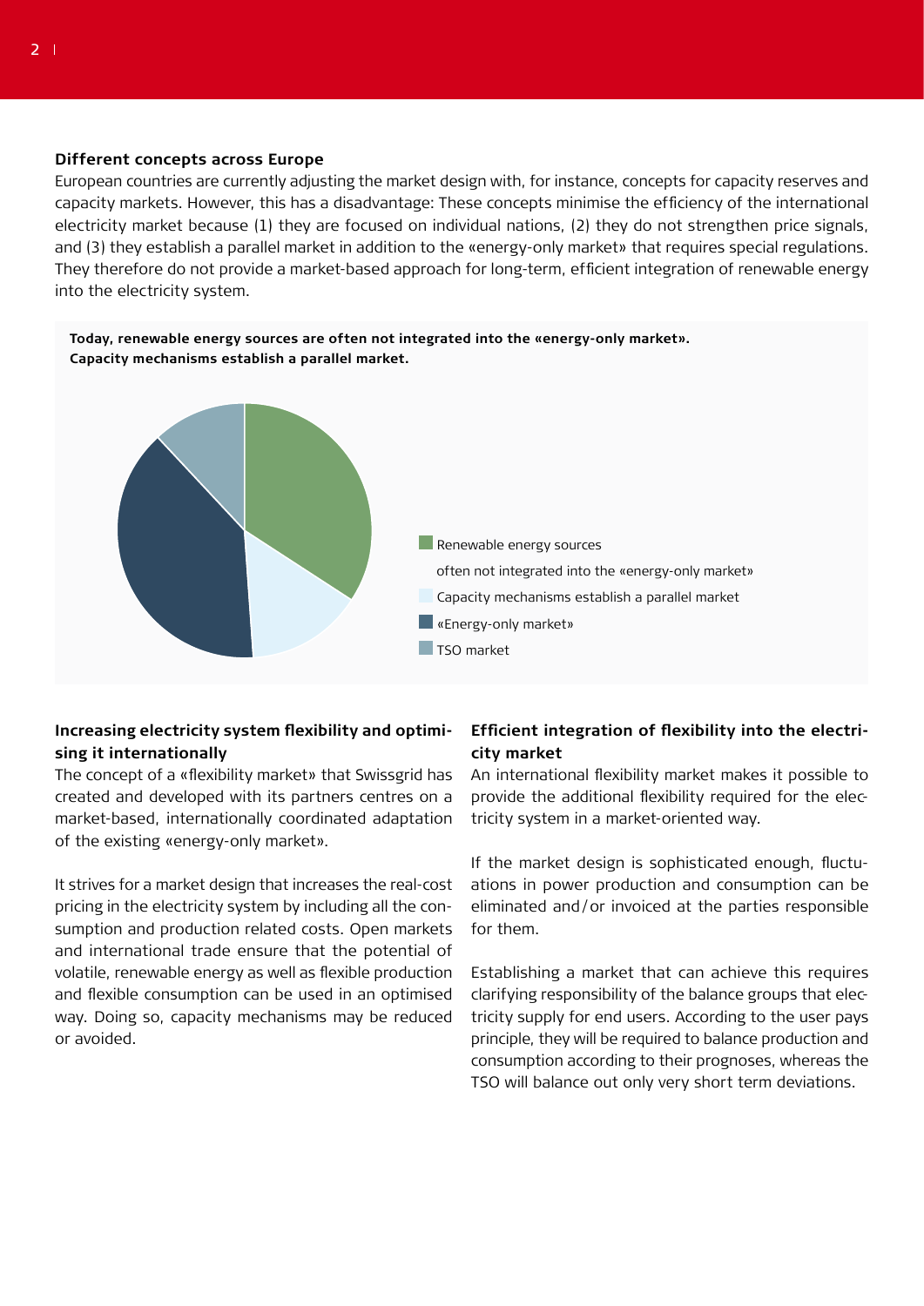### Different concepts across Europe

European countries are currently adjusting the market design with, for instance, concepts for capacity reserves and capacity markets. However, this has a disadvantage: These concepts minimise the efficiency of the international electricity market because (1) they are focused on individual nations, (2) they do not strengthen price signals, and (3) they establish a parallel market in addition to the «energy-only market» that requires special regulations. They therefore do not provide a market-based approach for long-term, efficient integration of renewable energy into the electricity system.

**Today, renewable energy sources are often not integrated into the «energy-only market». Capacity mechanisms establish a parallel market.**

Renewable energy sources
often not integrated into the «energy-only market»
Capacity mechanisms establish a parallel market
«Energy-only market»
TSO market

### Increasing electricity system flexibility and optimising it internationally

The concept of a «flexibility market» that Swissgrid has created and developed with its partners centres on a market-based, internationally coordinated adaptation of the existing «energy-only market».

It strives for a market design that increases the real-cost pricing in the electricity system by including all the consumption and production related costs. Open markets and international trade ensure that the potential of volatile, renewable energy as well as flexible production and flexible consumption can be used in an optimised way. Doing so, capacity mechanisms may be reduced or avoided.

### Efficient integration of flexibility into the electricity market

An international flexibility market makes it possible to provide the additional flexibility required for the electricity system in a market-oriented way.

If the market design is sophisticated enough, fluctuations in power production and consumption can be eliminated and / or invoiced at the parties responsible for them.

Establishing a market that can achieve this requires clarifying responsibility of the balance groups that electricity supply for end users. According to the user pays principle, they will be required to balance production and consumption according to their prognoses, whereas the TSO will balance out only very short term deviations.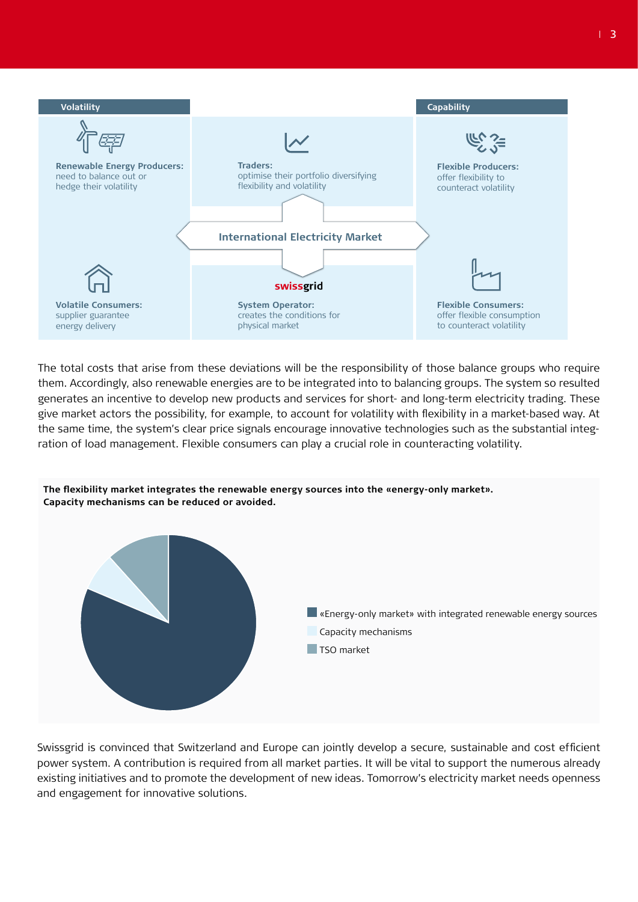**Volatility**

**Renewable Energy Producers:** need to balance out or hedge their volatility

**Traders:** optimise their portfolio diversifying flexibility and volatility

**Capability**

**Flexible Producers:** offer flexibility to counteract volatility

International Electricity Market

**Volatile Consumers:** supplier guarantee energy delivery

swissgrid

**System Operator:** creates the conditions for physical market

**Flexible Consumers:** offer flexible consumption to counteract volatility

The total costs that arise from these deviations will be the responsibility of those balance groups who require them. Accordingly, also renewable energies are to be integrated into to balancing groups. The system so resulted generates an incentive to develop new products and services for short- and long-term electricity trading. These give market actors the possibility, for example, to account for volatility with flexibility in a market-based way. At the same time, the system's clear price signals encourage innovative technologies such as the substantial integration of load management. Flexible consumers can play a crucial role in counteracting volatility.

**The flexibility market integrates the renewable energy sources into the «energy-only market». Capacity mechanisms can be reduced or avoided.**

«Energy-only market» with integrated renewable energy sources

Capacity mechanisms

TSO market

Swissgrid is convinced that Switzerland and Europe can jointly develop a secure, sustainable and cost efficient power system. A contribution is required from all market parties. It will be vital to support the numerous already existing initiatives and to promote the development of new ideas. Tomorrow's electricity market needs openness and engagement for innovative solutions.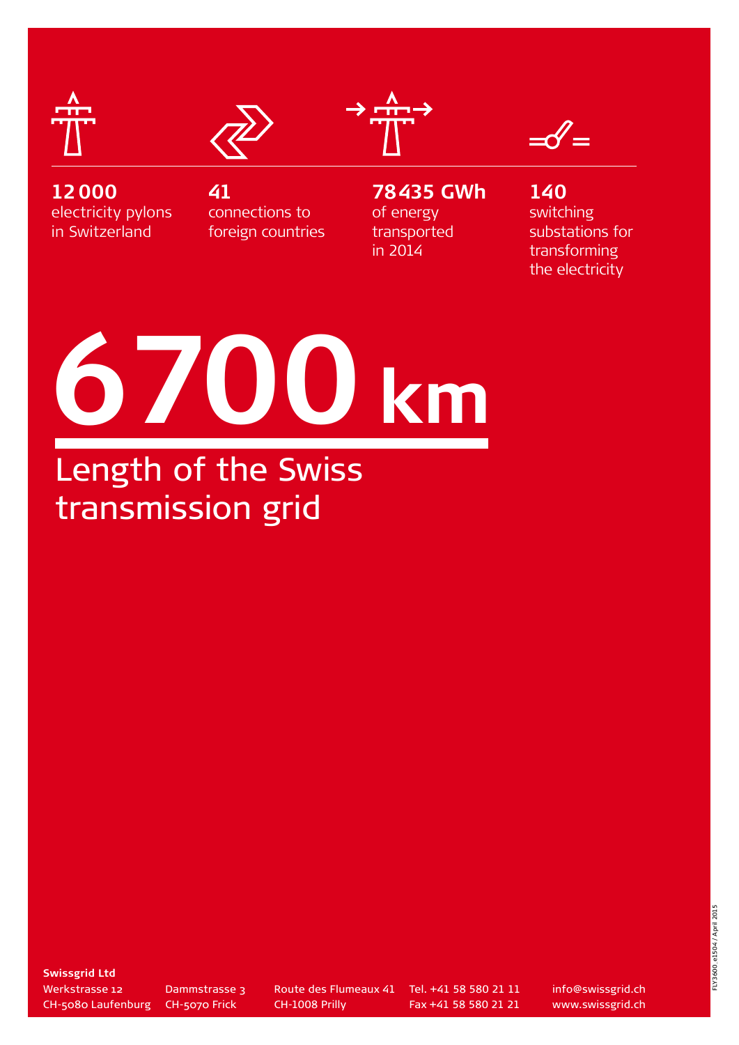**12 000**
electricity pylons in Switzerland

**41**
connections to foreign countries

**78 435 GWh**
of energy transported in 2014

**140**
switching substations for transforming the electricity

# 6700 km

## Length of the Swiss transmission grid

**Swissgrid Ltd**

Werkstrasse 12
CH-5080 Laufenburg

Dammstrasse 3
CH-5070 Frick

Route des Flumeaux 41
CH-1008 Prilly

Tel. +41 58 580 21 11
Fax +41 58 580 21 21

info@swissgrid.ch
www.swissgrid.ch

FLY3600 e1504 / April 2015